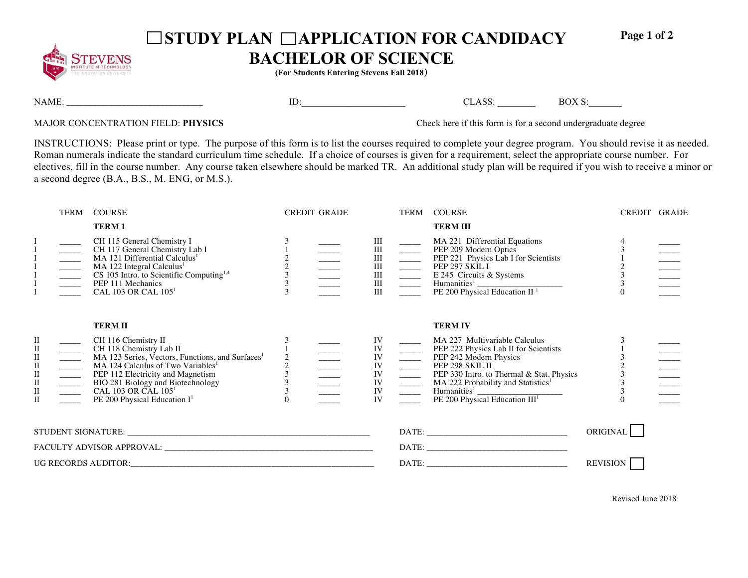# ☐STUDY PLAN ☐APPLICATION FOR CANDIDACY
# BACHELOR OF SCIENCE

**(For Students Entering Stevens Fall 2018)**

NAME: _____________________________ ID:______________________ CLASS: ________ BOX S:_______

MAJOR CONCENTRATION FIELD: **PHYSICS**

Check here if this form is for a second undergraduate degree

INSTRUCTIONS: Please print or type. The purpose of this form is to list the courses required to complete your degree program. You should revise it as needed. Roman numerals indicate the standard curriculum time schedule. If a choice of courses is given for a requirement, select the appropriate course number. For electives, fill in the course number. Any course taken elsewhere should be marked TR. An additional study plan will be required if you wish to receive a minor or a second degree (B.A., B.S., M. ENG, or M.S.).

| | TERM | COURSE | CREDIT | GRADE |
|---|---|---|---|---|
| | | **TERM 1** | | |
| I | _____ | CH 115 General Chemistry I | 3 | _____ |
| I | _____ | CH 117 General Chemistry Lab I | 1 | _____ |
| I | _____ | MA 121 Differential Calculus[1] | 2 | _____ |
| I | _____ | MA 122 Integral Calculus[1] | 2 | _____ |
| I | _____ | CS 105 Intro. to Scientific Computing[1,4] | 3 | _____ |
| I | _____ | PEP 111 Mechanics | 3 | _____ |
| I | _____ | CAL 103 OR CAL 105[1] | 3 | _____ |
| | | **TERM II** | | |
| II | _____ | CH 116 Chemistry II | 3 | _____ |
| II | _____ | CH 118 Chemistry Lab II | 1 | _____ |
| II | _____ | MA 123 Series, Vectors, Functions, and Surfaces[1] | 2 | _____ |
| II | _____ | MA 124 Calculus of Two Variables[1] | 2 | _____ |
| II | _____ | PEP 112 Electricity and Magnetism | 3 | _____ |
| II | _____ | BIO 281 Biology and Biotechnology | 3 | _____ |
| II | _____ | CAL 103 OR CAL 105[1] | 3 | _____ |
| II | _____ | PE 200 Physical Education I[1] | 0 | _____ |
| | | **TERM III** | | |
| III | _____ | MA 221 Differential Equations | 4 | _____ |
| III | _____ | PEP 209 Modern Optics | 3 | _____ |
| III | _____ | PEP 221 Physics Lab I for Scientists | 1 | _____ |
| III | _____ | PEP 297 SKIL I | 2 | _____ |
| III | _____ | E 245 Circuits & Systems | 3 | _____ |
| III | _____ | Humanities[1] ___________________ | 3 | _____ |
| III | _____ | PE 200 Physical Education II[1] | 0 | _____ |
| | | **TERM IV** | | |
| IV | _____ | MA 227 Multivariable Calculus | 3 | _____ |
| IV | _____ | PEP 222 Physics Lab II for Scientists | 1 | _____ |
| IV | _____ | PEP 242 Modern Physics | 3 | _____ |
| IV | _____ | PEP 298 SKIL II | 2 | _____ |
| IV | _____ | PEP 330 Intro. to Thermal & Stat. Physics | 3 | _____ |
| IV | _____ | MA 222 Probability and Statistics[1] | 3 | _____ |
| IV | _____ | Humanities[1] ___________________ | 3 | _____ |
| IV | _____ | PE 200 Physical Education III[1] | 0 | _____ |

STUDENT SIGNATURE: ________________________________________ DATE: ________________________ ORIGINAL ☐

FACULTY ADVISOR APPROVAL: __________________________________ DATE: ________________________

UG RECORDS AUDITOR:_______________________________________ DATE: ________________________ REVISION ☐

Revised June 2018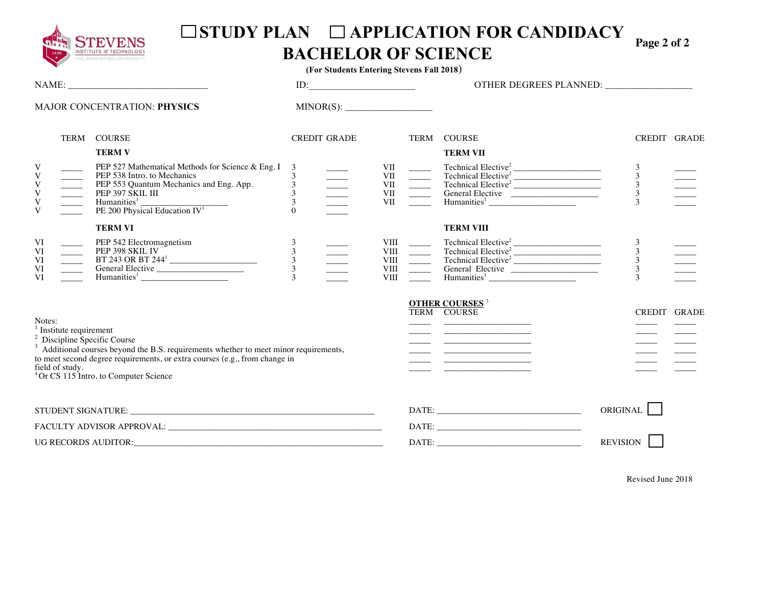# ☐ STUDY PLAN ☐ APPLICATION FOR CANDIDACY

# BACHELOR OF SCIENCE

**(For Students Entering Stevens Fall 2018)**

NAME: ______________________________ ID:______________________ OTHER DEGREES PLANNED: __________________

MAJOR CONCENTRATION: **PHYSICS** MINOR(S): __________________

| | TERM | COURSE | CREDIT | GRADE |
|---|---|---|---|---|
| | | **TERM V** | | |
| V | _____ | PEP 527 Mathematical Methods for Science & Eng. I | 3 | _____ |
| V | _____ | PEP 538 Intro. to Mechanics | 3 | _____ |
| V | _____ | PEP 553 Quantum Mechanics and Eng. App. | 3 | _____ |
| V | _____ | PEP 397 SKIL III | 3 | _____ |
| V | _____ | Humanities[1] ____________________ | 3 | _____ |
| V | _____ | PE 200 Physical Education IV[1] | 0 | _____ |
| | | **TERM VI** | | |
| VI | _____ | PEP 542 Electromagnetism | 3 | _____ |
| VI | _____ | PEP 398 SKIL IV | 3 | _____ |
| VI | _____ | BT 243 OR BT 244[1] ____________________ | 3 | _____ |
| VI | _____ | General Elective ____________________ | 3 | _____ |
| VI | _____ | Humanities[1] ____________________ | 3 | _____ |
| | | **TERM VII** | | |
| VII | _____ | Technical Elective[2] ____________________ | 3 | _____ |
| VII | _____ | Technical Elective[2] ____________________ | 3 | _____ |
| VII | _____ | Technical Elective[2] ____________________ | 3 | _____ |
| VII | _____ | General Elective ____________________ | 3 | _____ |
| VII | _____ | Humanities[1] ____________________ | 3 | _____ |
| | | **TERM VIII** | | |
| VIII | _____ | Technical Elective[2] ____________________ | 3 | _____ |
| VIII | _____ | Technical Elective[2] ____________________ | 3 | _____ |
| VIII | _____ | Technical Elective[2] ____________________ | 3 | _____ |
| VIII | _____ | General Elective ____________________ | 3 | _____ |
| VIII | _____ | Humanities[1] ____________________ | 3 | _____ |

**OTHER COURSES** [3]

| TERM | COURSE | CREDIT | GRADE |
|---|---|---|---|
| _____ | ____________________ | _____ | _____ |
| _____ | ____________________ | _____ | _____ |
| _____ | ____________________ | _____ | _____ |
| _____ | ____________________ | _____ | _____ |
| _____ | ____________________ | _____ | _____ |
| _____ | ____________________ | _____ | _____ |

Notes:
[1] Institute requirement
[2] Discipline Specific Course
[3] Additional courses beyond the B.S. requirements whether to meet minor requirements, to meet second degree requirements, or extra courses (e.g., from change in field of study.
[4] Or CS 115 Intro. to Computer Science

STUDY SIGNATURE: ________________________________________________________ DATE: _________________________________ ORIGINAL ☐

FACULTY ADVISOR APPROVAL: ____________________________________________________ DATE: _________________________________

UG RECORDS AUDITOR:__________________________________________________________ DATE: _________________________________ REVISION ☐

Revised June 2018